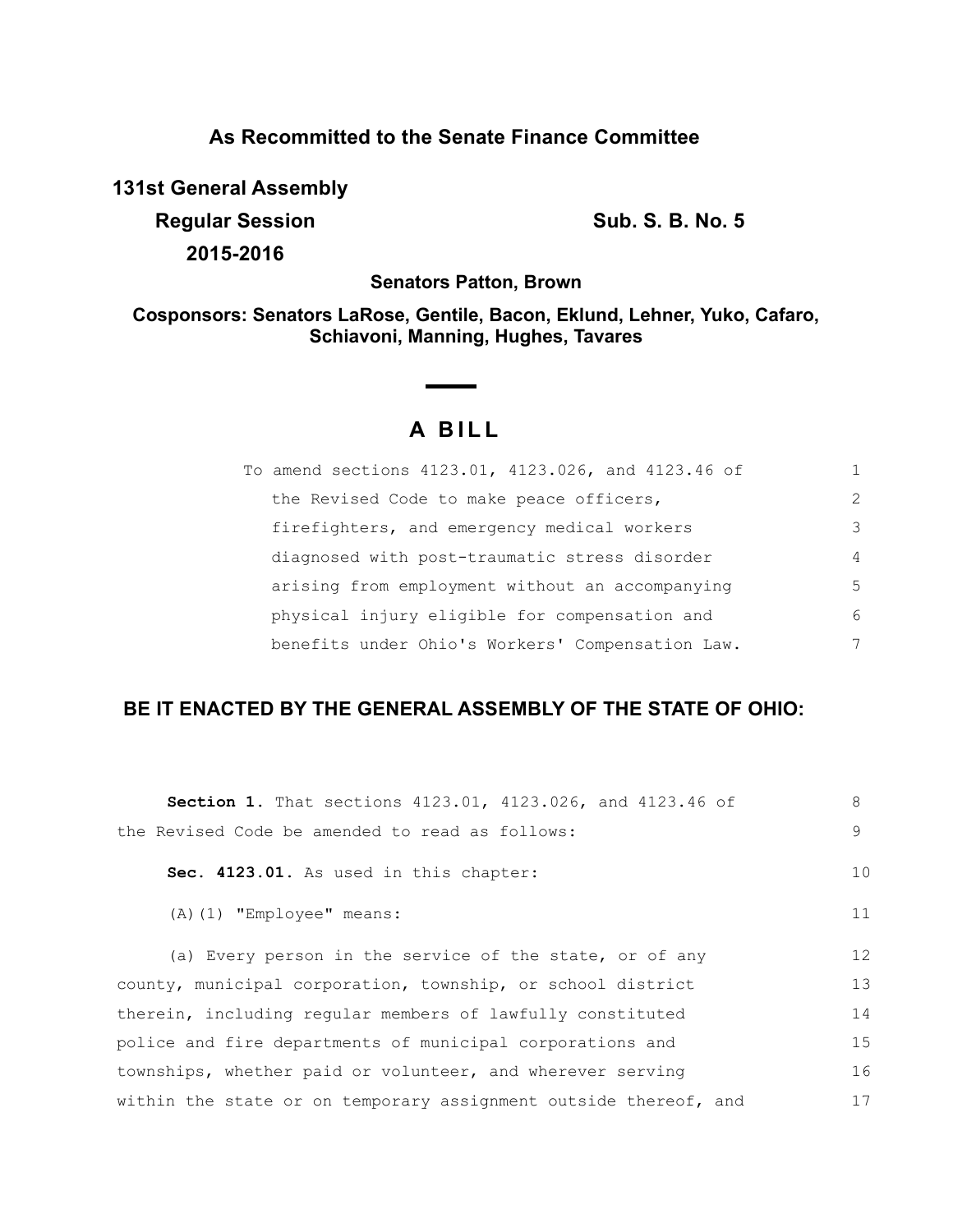## As Recommitted to the Senate Finance Committee

**131st General Assembly**
**Regular Session**
**2015-2016**

**Sub. S. B. No. 5**

**Senators Patton, Brown**

**Cosponsors: Senators LaRose, Gentile, Bacon, Eklund, Lehner, Yuko, Cafaro, Schiavoni, Manning, Hughes, Tavares**

# A BILL

To amend sections 4123.01, 4123.026, and 4123.46 of the Revised Code to make peace officers, firefighters, and emergency medical workers diagnosed with post-traumatic stress disorder arising from employment without an accompanying physical injury eligible for compensation and benefits under Ohio's Workers' Compensation Law.

**BE IT ENACTED BY THE GENERAL ASSEMBLY OF THE STATE OF OHIO:**

**Section 1.** That sections 4123.01, 4123.026, and 4123.46 of the Revised Code be amended to read as follows:

**Sec. 4123.01.** As used in this chapter:

(A)(1) "Employee" means:

(a) Every person in the service of the state, or of any county, municipal corporation, township, or school district therein, including regular members of lawfully constituted police and fire departments of municipal corporations and townships, whether paid or volunteer, and wherever serving within the state or on temporary assignment outside thereof, and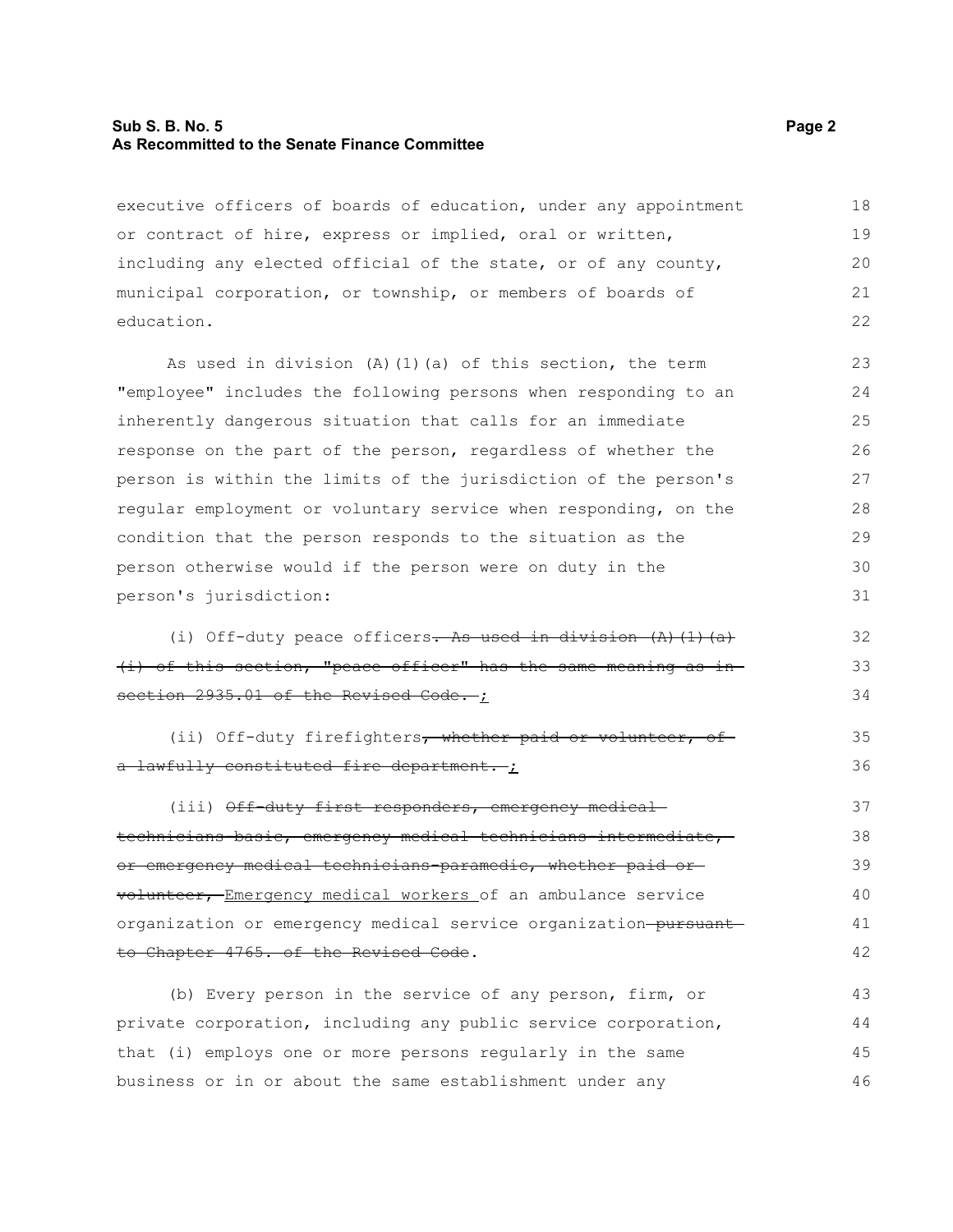executive officers of boards of education, under any appointment or contract of hire, express or implied, oral or written, including any elected official of the state, or of any county, municipal corporation, or township, or members of boards of education.

As used in division (A)(1)(a) of this section, the term "employee" includes the following persons when responding to an inherently dangerous situation that calls for an immediate response on the part of the person, regardless of whether the person is within the limits of the jurisdiction of the person's regular employment or voluntary service when responding, on the condition that the person responds to the situation as the person otherwise would if the person were on duty in the person's jurisdiction:

(i) Off-duty peace officers~~. As used in division (A)(1)(a)(i) of this section, "peace officer" has the same meaning as in section 2935.01 of the Revised Code.~~ <u>;</u>

(ii) Off-duty firefighters~~, whether paid or volunteer, of a lawfully constituted fire department.~~ <u>;</u>

(iii) ~~Off-duty first responders, emergency medical technicians-basic, emergency medical technicians-intermediate, or emergency medical technicians-paramedic, whether paid or volunteer,~~ <u>Emergency medical workers</u> of an ambulance service organization or emergency medical service organization~~ pursuant to Chapter 4765. of the Revised Code~~.

(b) Every person in the service of any person, firm, or private corporation, including any public service corporation, that (i) employs one or more persons regularly in the same business or in or about the same establishment under any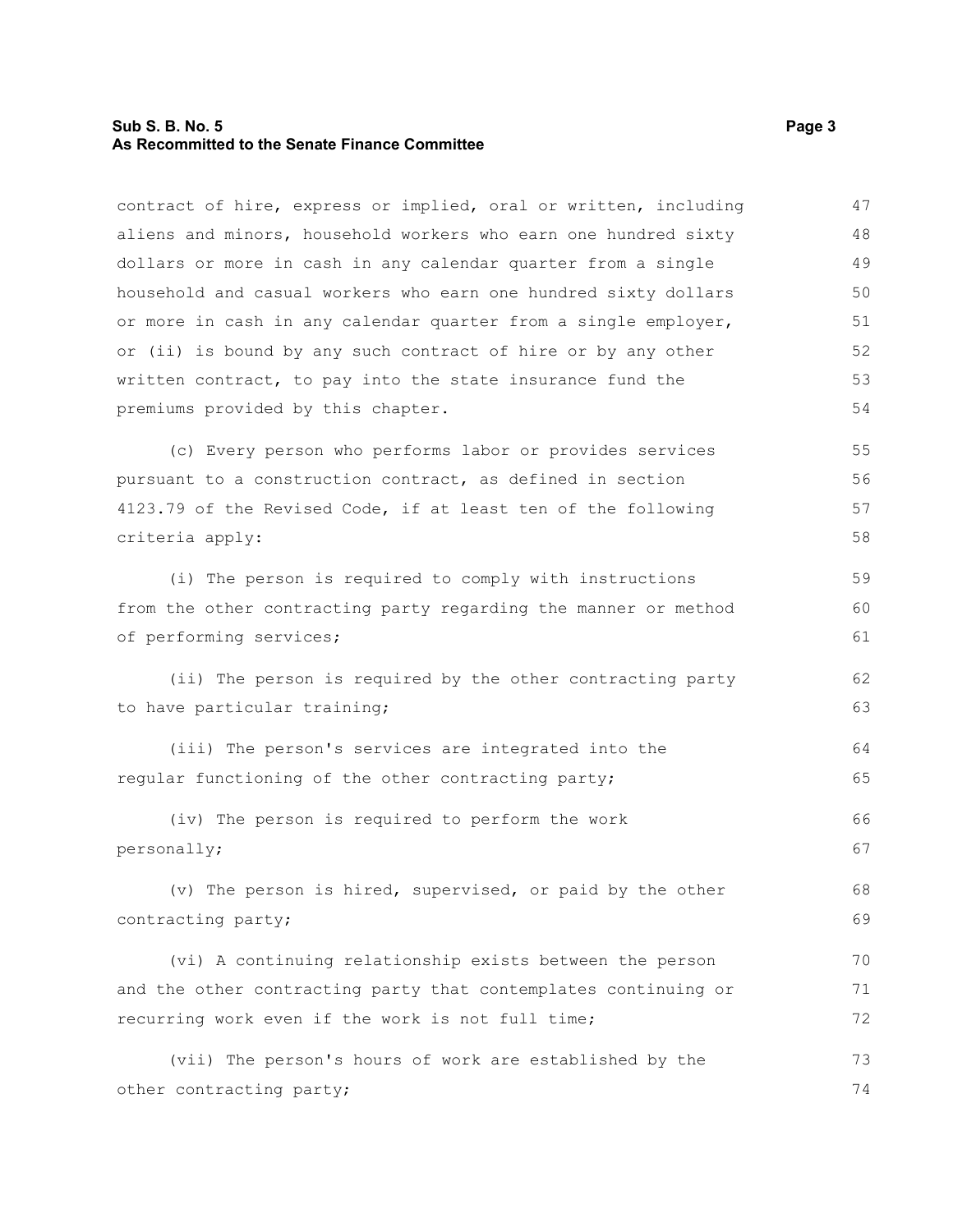contract of hire, express or implied, oral or written, including aliens and minors, household workers who earn one hundred sixty dollars or more in cash in any calendar quarter from a single household and casual workers who earn one hundred sixty dollars or more in cash in any calendar quarter from a single employer, or (ii) is bound by any such contract of hire or by any other written contract, to pay into the state insurance fund the premiums provided by this chapter.

(c) Every person who performs labor or provides services pursuant to a construction contract, as defined in section 4123.79 of the Revised Code, if at least ten of the following criteria apply:

(i) The person is required to comply with instructions from the other contracting party regarding the manner or method of performing services;

(ii) The person is required by the other contracting party to have particular training;

(iii) The person's services are integrated into the regular functioning of the other contracting party;

(iv) The person is required to perform the work personally;

(v) The person is hired, supervised, or paid by the other contracting party;

(vi) A continuing relationship exists between the person and the other contracting party that contemplates continuing or recurring work even if the work is not full time;

(vii) The person's hours of work are established by the other contracting party;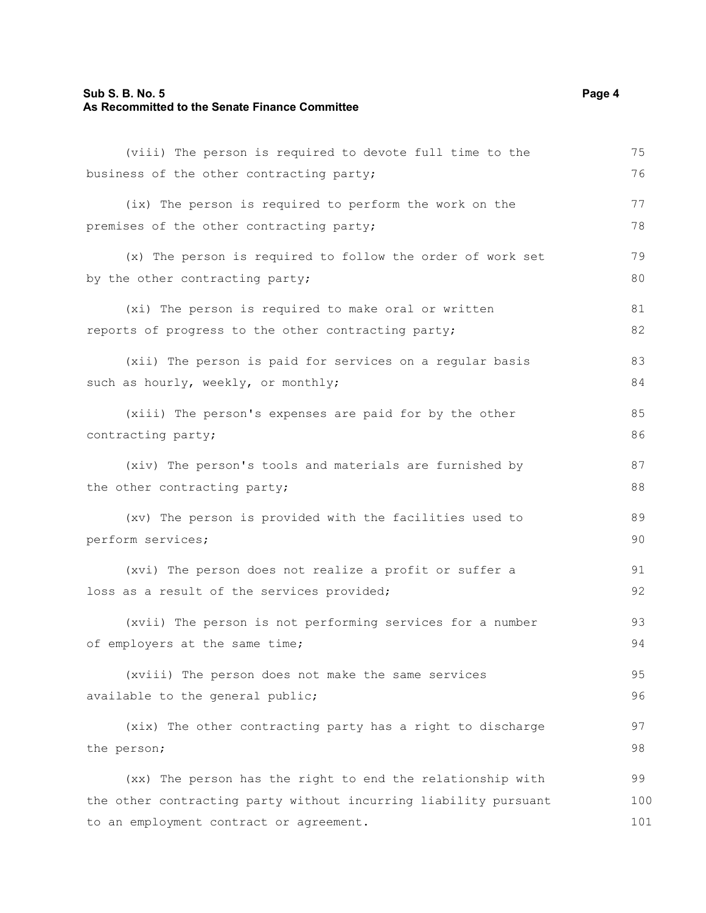(viii) The person is required to devote full time to the business of the other contracting party;

(ix) The person is required to perform the work on the premises of the other contracting party;

(x) The person is required to follow the order of work set by the other contracting party;

(xi) The person is required to make oral or written reports of progress to the other contracting party;

(xii) The person is paid for services on a regular basis such as hourly, weekly, or monthly;

(xiii) The person's expenses are paid for by the other contracting party;

(xiv) The person's tools and materials are furnished by the other contracting party;

(xv) The person is provided with the facilities used to perform services;

(xvi) The person does not realize a profit or suffer a loss as a result of the services provided;

(xvii) The person is not performing services for a number of employers at the same time;

(xviii) The person does not make the same services available to the general public;

(xix) The other contracting party has a right to discharge the person;

(xx) The person has the right to end the relationship with the other contracting party without incurring liability pursuant to an employment contract or agreement.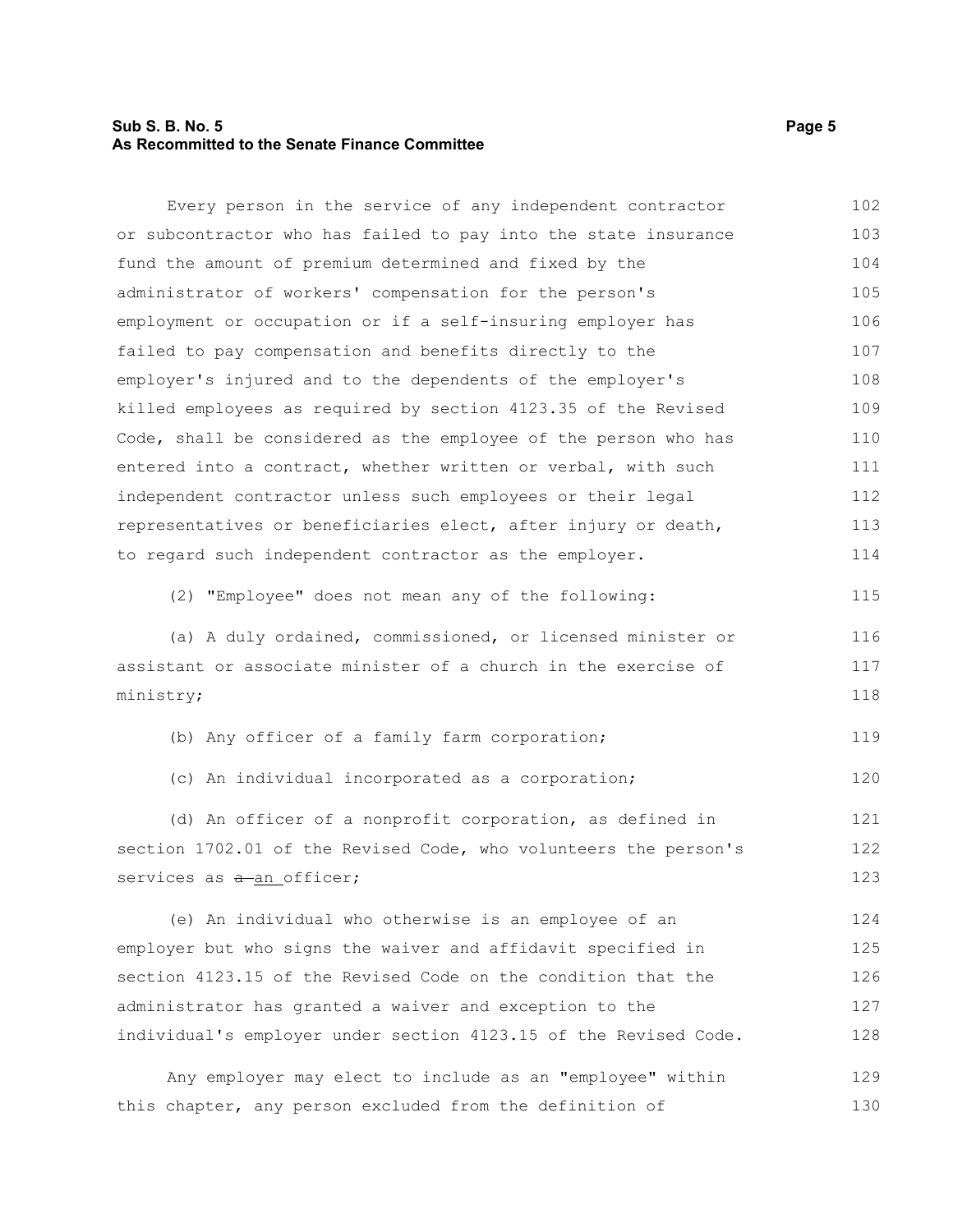Every person in the service of any independent contractor or subcontractor who has failed to pay into the state insurance fund the amount of premium determined and fixed by the administrator of workers' compensation for the person's employment or occupation or if a self-insuring employer has failed to pay compensation and benefits directly to the employer's injured and to the dependents of the employer's killed employees as required by section 4123.35 of the Revised Code, shall be considered as the employee of the person who has entered into a contract, whether written or verbal, with such independent contractor unless such employees or their legal representatives or beneficiaries elect, after injury or death, to regard such independent contractor as the employer.

(2) "Employee" does not mean any of the following:

(a) A duly ordained, commissioned, or licensed minister or assistant or associate minister of a church in the exercise of ministry;

(b) Any officer of a family farm corporation;

(c) An individual incorporated as a corporation;

(d) An officer of a nonprofit corporation, as defined in section 1702.01 of the Revised Code, who volunteers the person's services as ~~a~~ an officer;

(e) An individual who otherwise is an employee of an employer but who signs the waiver and affidavit specified in section 4123.15 of the Revised Code on the condition that the administrator has granted a waiver and exception to the individual's employer under section 4123.15 of the Revised Code.

Any employer may elect to include as an "employee" within this chapter, any person excluded from the definition of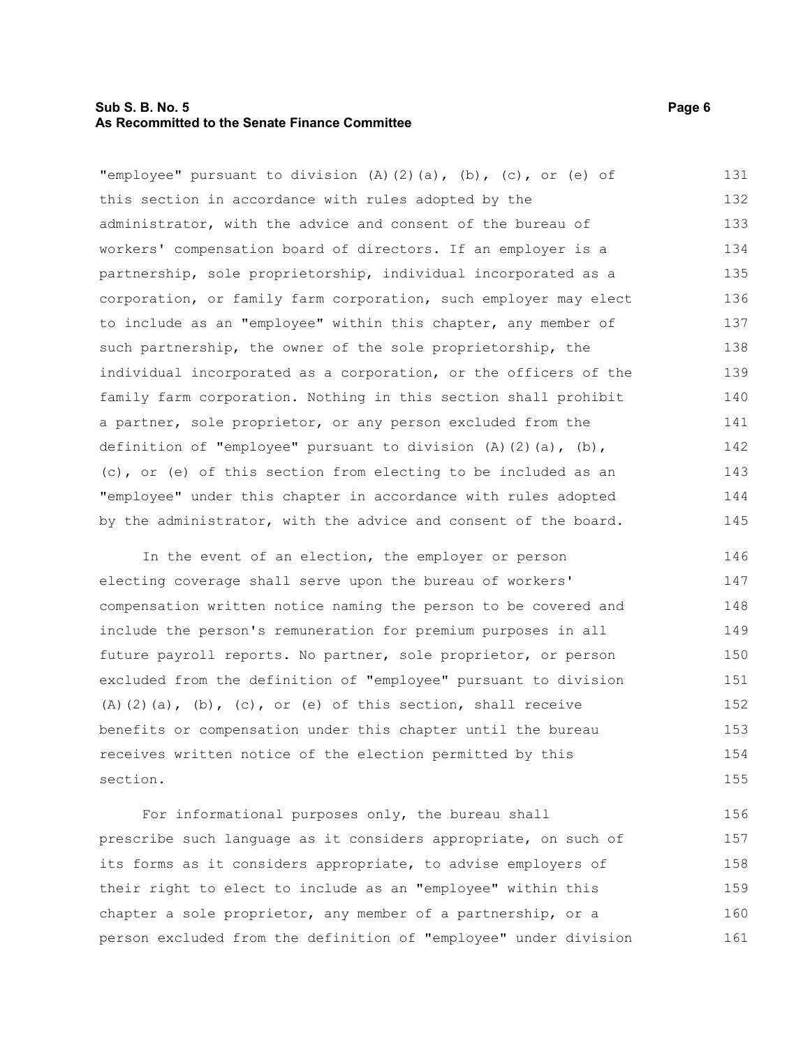"employee" pursuant to division (A)(2)(a), (b), (c), or (e) of this section in accordance with rules adopted by the administrator, with the advice and consent of the bureau of workers' compensation board of directors. If an employer is a partnership, sole proprietorship, individual incorporated as a corporation, or family farm corporation, such employer may elect to include as an "employee" within this chapter, any member of such partnership, the owner of the sole proprietorship, the individual incorporated as a corporation, or the officers of the family farm corporation. Nothing in this section shall prohibit a partner, sole proprietor, or any person excluded from the definition of "employee" pursuant to division (A)(2)(a), (b), (c), or (e) of this section from electing to be included as an "employee" under this chapter in accordance with rules adopted by the administrator, with the advice and consent of the board.

In the event of an election, the employer or person electing coverage shall serve upon the bureau of workers' compensation written notice naming the person to be covered and include the person's remuneration for premium purposes in all future payroll reports. No partner, sole proprietor, or person excluded from the definition of "employee" pursuant to division (A)(2)(a), (b), (c), or (e) of this section, shall receive benefits or compensation under this chapter until the bureau receives written notice of the election permitted by this section.

For informational purposes only, the bureau shall prescribe such language as it considers appropriate, on such of its forms as it considers appropriate, to advise employers of their right to elect to include as an "employee" within this chapter a sole proprietor, any member of a partnership, or a person excluded from the definition of "employee" under division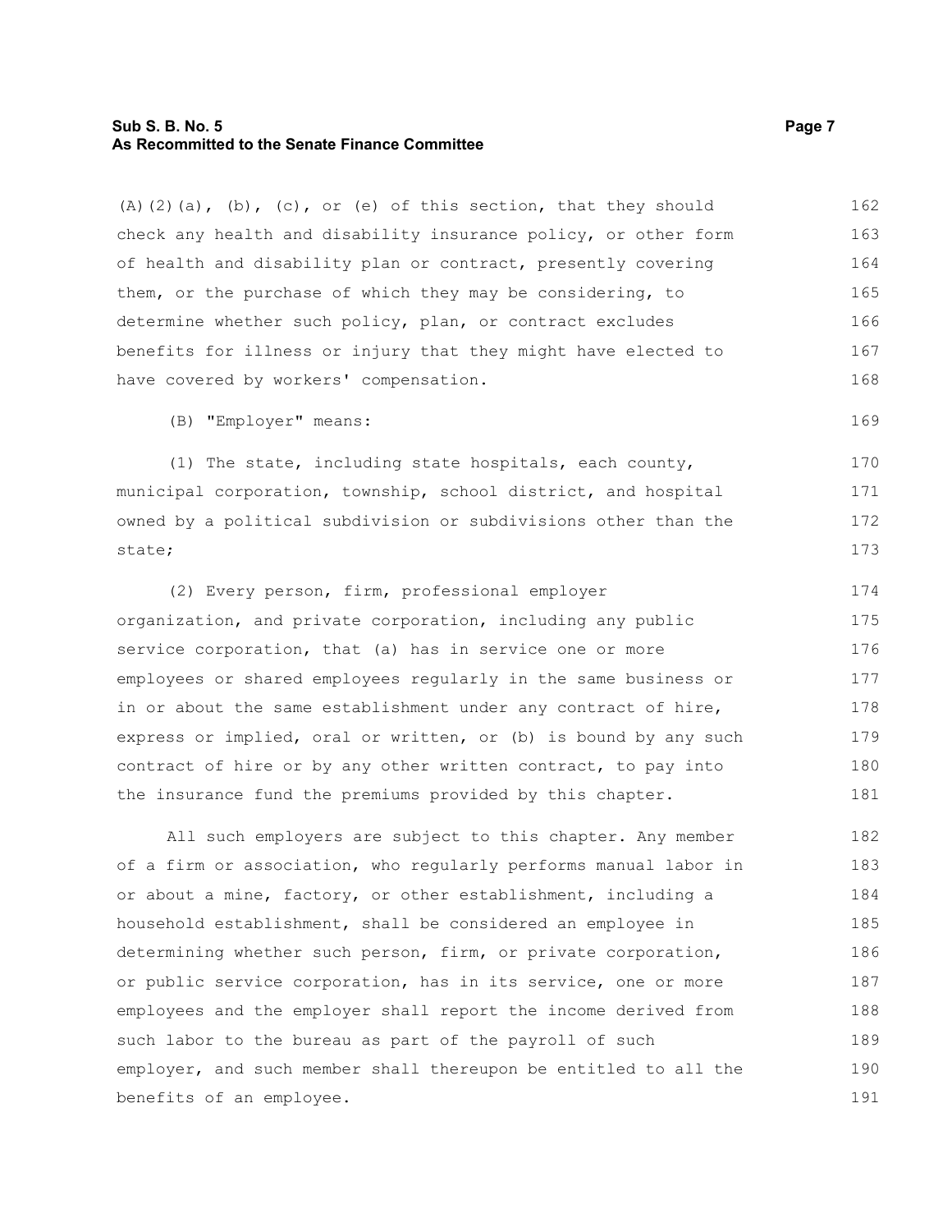(A)(2)(a), (b), (c), or (e) of this section, that they should check any health and disability insurance policy, or other form of health and disability plan or contract, presently covering them, or the purchase of which they may be considering, to determine whether such policy, plan, or contract excludes benefits for illness or injury that they might have elected to have covered by workers' compensation.

(B) "Employer" means:

(1) The state, including state hospitals, each county, municipal corporation, township, school district, and hospital owned by a political subdivision or subdivisions other than the state;

(2) Every person, firm, professional employer organization, and private corporation, including any public service corporation, that (a) has in service one or more employees or shared employees regularly in the same business or in or about the same establishment under any contract of hire, express or implied, oral or written, or (b) is bound by any such contract of hire or by any other written contract, to pay into the insurance fund the premiums provided by this chapter.

All such employers are subject to this chapter. Any member of a firm or association, who regularly performs manual labor in or about a mine, factory, or other establishment, including a household establishment, shall be considered an employee in determining whether such person, firm, or private corporation, or public service corporation, has in its service, one or more employees and the employer shall report the income derived from such labor to the bureau as part of the payroll of such employer, and such member shall thereupon be entitled to all the benefits of an employee.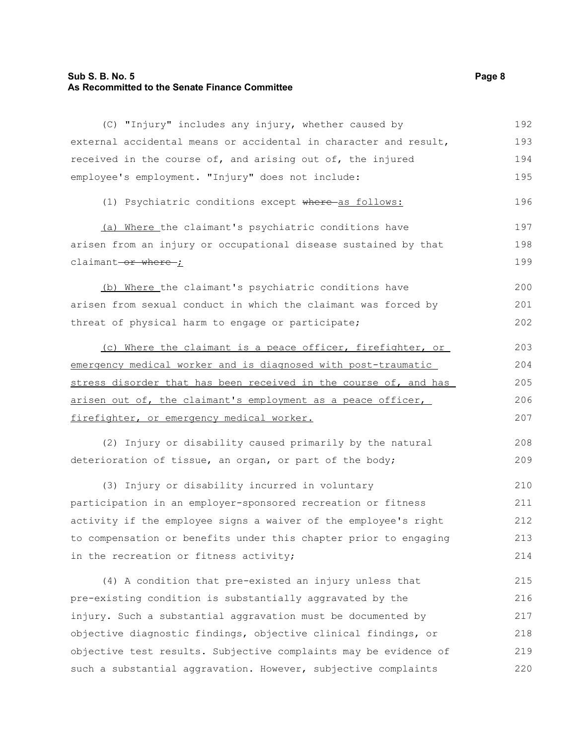(C) "Injury" includes any injury, whether caused by external accidental means or accidental in character and result, received in the course of, and arising out of, the injured employee's employment. "Injury" does not include:

(1) Psychiatric conditions except ~~where~~ as follows:

(a) Where the claimant's psychiatric conditions have arisen from an injury or occupational disease sustained by that claimant ~~or where~~;

(b) Where the claimant's psychiatric conditions have arisen from sexual conduct in which the claimant was forced by threat of physical harm to engage or participate;

(c) Where the claimant is a peace officer, firefighter, or emergency medical worker and is diagnosed with post-traumatic stress disorder that has been received in the course of, and has arisen out of, the claimant's employment as a peace officer, firefighter, or emergency medical worker.

(2) Injury or disability caused primarily by the natural deterioration of tissue, an organ, or part of the body;

(3) Injury or disability incurred in voluntary participation in an employer-sponsored recreation or fitness activity if the employee signs a waiver of the employee's right to compensation or benefits under this chapter prior to engaging in the recreation or fitness activity;

(4) A condition that pre-existed an injury unless that pre-existing condition is substantially aggravated by the injury. Such a substantial aggravation must be documented by objective diagnostic findings, objective clinical findings, or objective test results. Subjective complaints may be evidence of such a substantial aggravation. However, subjective complaints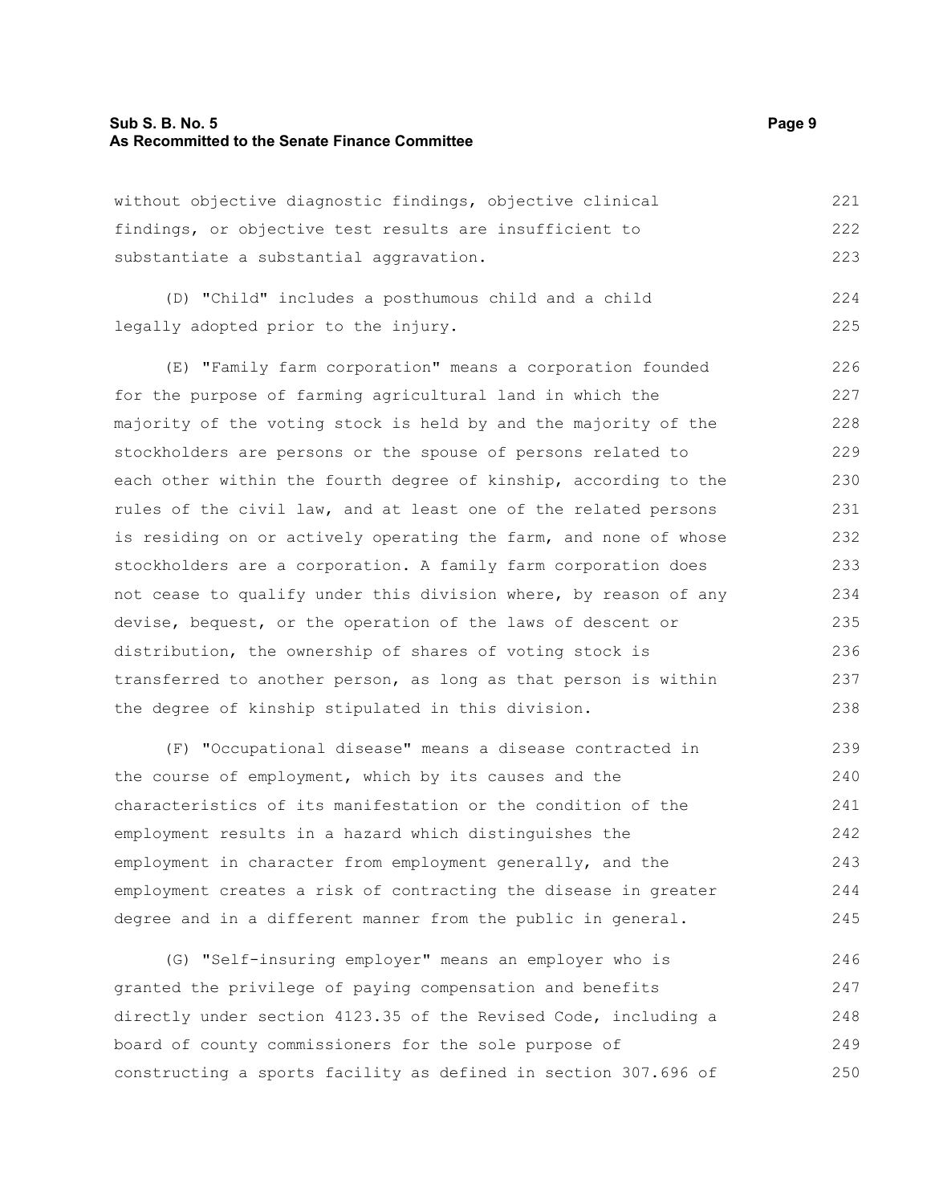without objective diagnostic findings, objective clinical findings, or objective test results are insufficient to substantiate a substantial aggravation.

(D) "Child" includes a posthumous child and a child legally adopted prior to the injury.

(E) "Family farm corporation" means a corporation founded for the purpose of farming agricultural land in which the majority of the voting stock is held by and the majority of the stockholders are persons or the spouse of persons related to each other within the fourth degree of kinship, according to the rules of the civil law, and at least one of the related persons is residing on or actively operating the farm, and none of whose stockholders are a corporation. A family farm corporation does not cease to qualify under this division where, by reason of any devise, bequest, or the operation of the laws of descent or distribution, the ownership of shares of voting stock is transferred to another person, as long as that person is within the degree of kinship stipulated in this division.

(F) "Occupational disease" means a disease contracted in the course of employment, which by its causes and the characteristics of its manifestation or the condition of the employment results in a hazard which distinguishes the employment in character from employment generally, and the employment creates a risk of contracting the disease in greater degree and in a different manner from the public in general.

(G) "Self-insuring employer" means an employer who is granted the privilege of paying compensation and benefits directly under section 4123.35 of the Revised Code, including a board of county commissioners for the sole purpose of constructing a sports facility as defined in section 307.696 of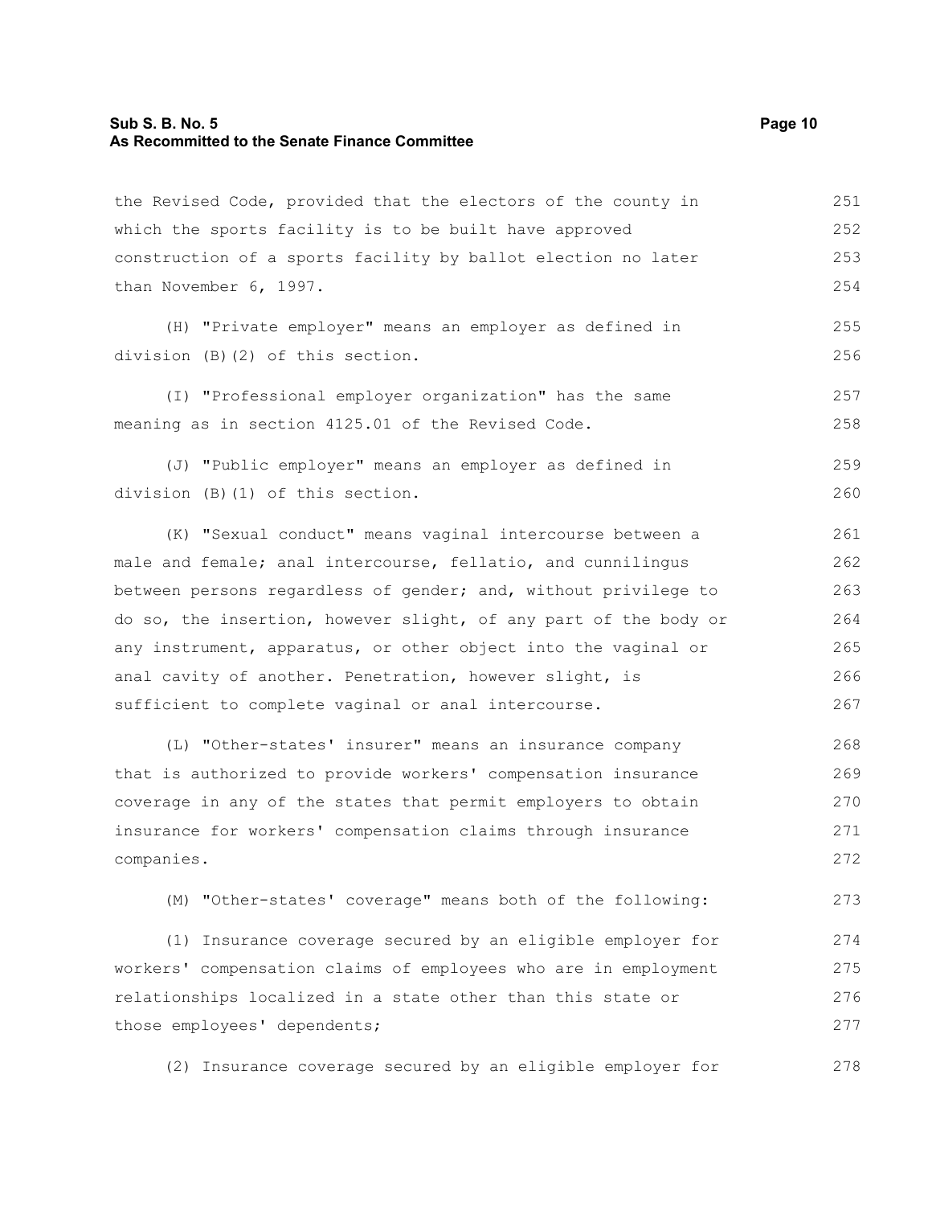the Revised Code, provided that the electors of the county in which the sports facility is to be built have approved construction of a sports facility by ballot election no later than November 6, 1997.

(H) "Private employer" means an employer as defined in division (B)(2) of this section.

(I) "Professional employer organization" has the same meaning as in section 4125.01 of the Revised Code.

(J) "Public employer" means an employer as defined in division (B)(1) of this section.

(K) "Sexual conduct" means vaginal intercourse between a male and female; anal intercourse, fellatio, and cunnilingus between persons regardless of gender; and, without privilege to do so, the insertion, however slight, of any part of the body or any instrument, apparatus, or other object into the vaginal or anal cavity of another. Penetration, however slight, is sufficient to complete vaginal or anal intercourse.

(L) "Other-states' insurer" means an insurance company that is authorized to provide workers' compensation insurance coverage in any of the states that permit employers to obtain insurance for workers' compensation claims through insurance companies.

(M) "Other-states' coverage" means both of the following:

(1) Insurance coverage secured by an eligible employer for workers' compensation claims of employees who are in employment relationships localized in a state other than this state or those employees' dependents;

(2) Insurance coverage secured by an eligible employer for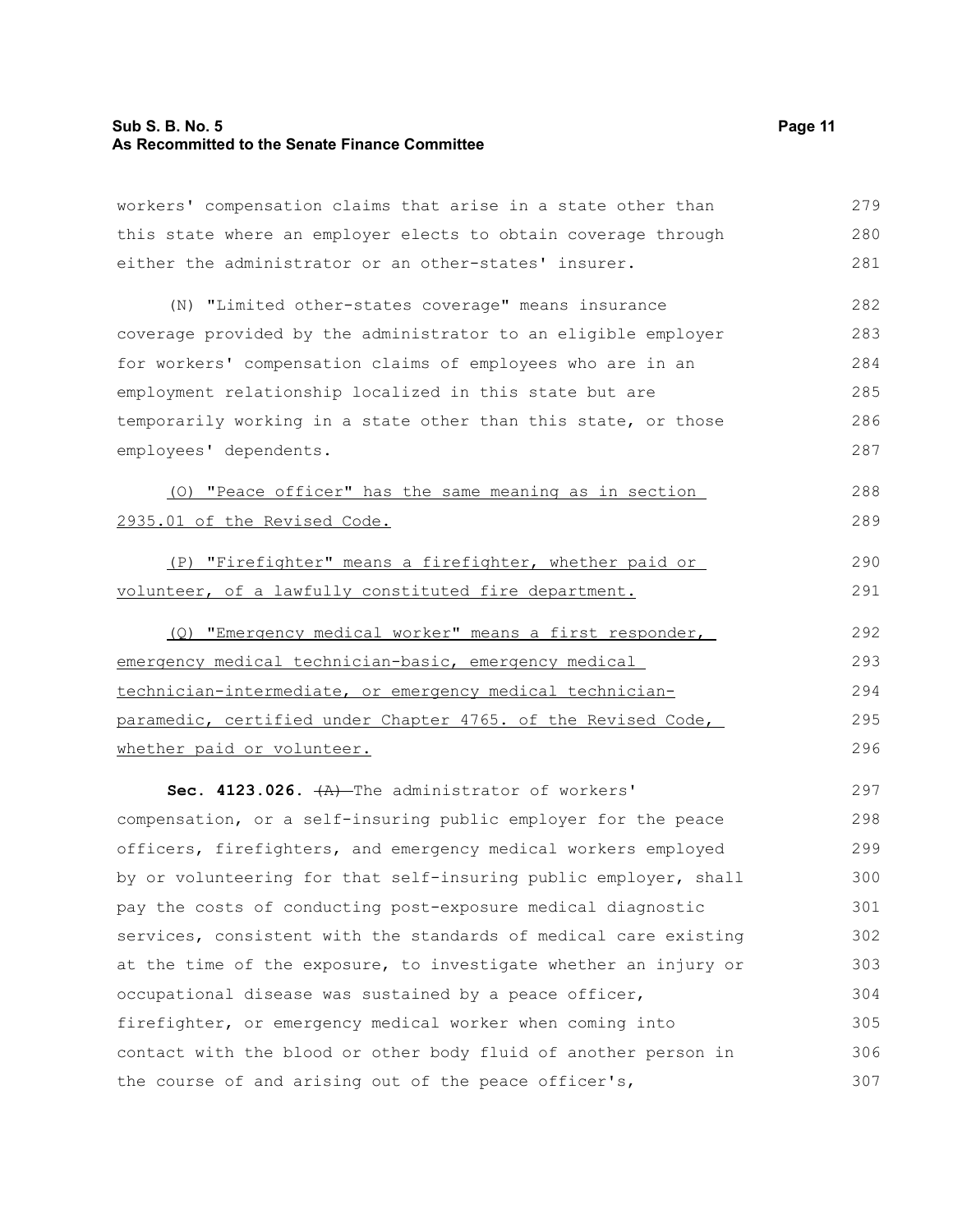workers' compensation claims that arise in a state other than this state where an employer elects to obtain coverage through either the administrator or an other-states' insurer.

(N) "Limited other-states coverage" means insurance coverage provided by the administrator to an eligible employer for workers' compensation claims of employees who are in an employment relationship localized in this state but are temporarily working in a state other than this state, or those employees' dependents.

(O) "Peace officer" has the same meaning as in section 2935.01 of the Revised Code.

(P) "Firefighter" means a firefighter, whether paid or volunteer, of a lawfully constituted fire department.

(Q) "Emergency medical worker" means a first responder, emergency medical technician-basic, emergency medical technician-intermediate, or emergency medical technician-paramedic, certified under Chapter 4765. of the Revised Code, whether paid or volunteer.

**Sec. 4123.026.** (A) The administrator of workers' compensation, or a self-insuring public employer for the peace officers, firefighters, and emergency medical workers employed by or volunteering for that self-insuring public employer, shall pay the costs of conducting post-exposure medical diagnostic services, consistent with the standards of medical care existing at the time of the exposure, to investigate whether an injury or occupational disease was sustained by a peace officer, firefighter, or emergency medical worker when coming into contact with the blood or other body fluid of another person in the course of and arising out of the peace officer's,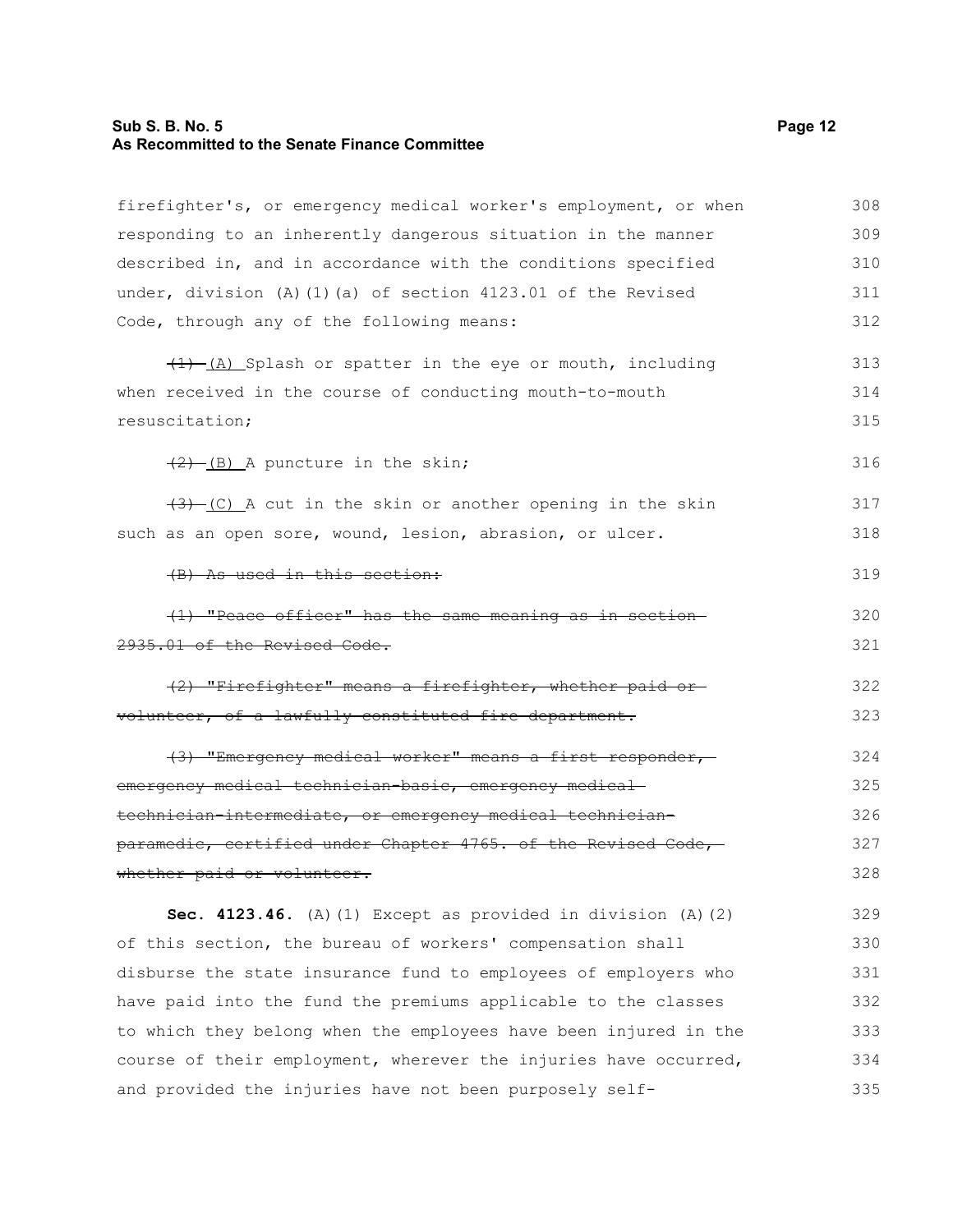firefighter's, or emergency medical worker's employment, or when responding to an inherently dangerous situation in the manner described in, and in accordance with the conditions specified under, division (A)(1)(a) of section 4123.01 of the Revised Code, through any of the following means:

~~(1)~~ (A) Splash or spatter in the eye or mouth, including when received in the course of conducting mouth-to-mouth resuscitation;

~~(2)~~ (B) A puncture in the skin;

~~(3)~~ (C) A cut in the skin or another opening in the skin such as an open sore, wound, lesion, abrasion, or ulcer.

~~(B) As used in this section:~~

~~(1) "Peace officer" has the same meaning as in section 2935.01 of the Revised Code.~~

~~(2) "Firefighter" means a firefighter, whether paid or volunteer, of a lawfully constituted fire department.~~

~~(3) "Emergency medical worker" means a first responder, emergency medical technician-basic, emergency medical technician-intermediate, or emergency medical technician-paramedic, certified under Chapter 4765. of the Revised Code, whether paid or volunteer.~~

**Sec. 4123.46.** (A)(1) Except as provided in division (A)(2) of this section, the bureau of workers' compensation shall disburse the state insurance fund to employees of employers who have paid into the fund the premiums applicable to the classes to which they belong when the employees have been injured in the course of their employment, wherever the injuries have occurred, and provided the injuries have not been purposely self-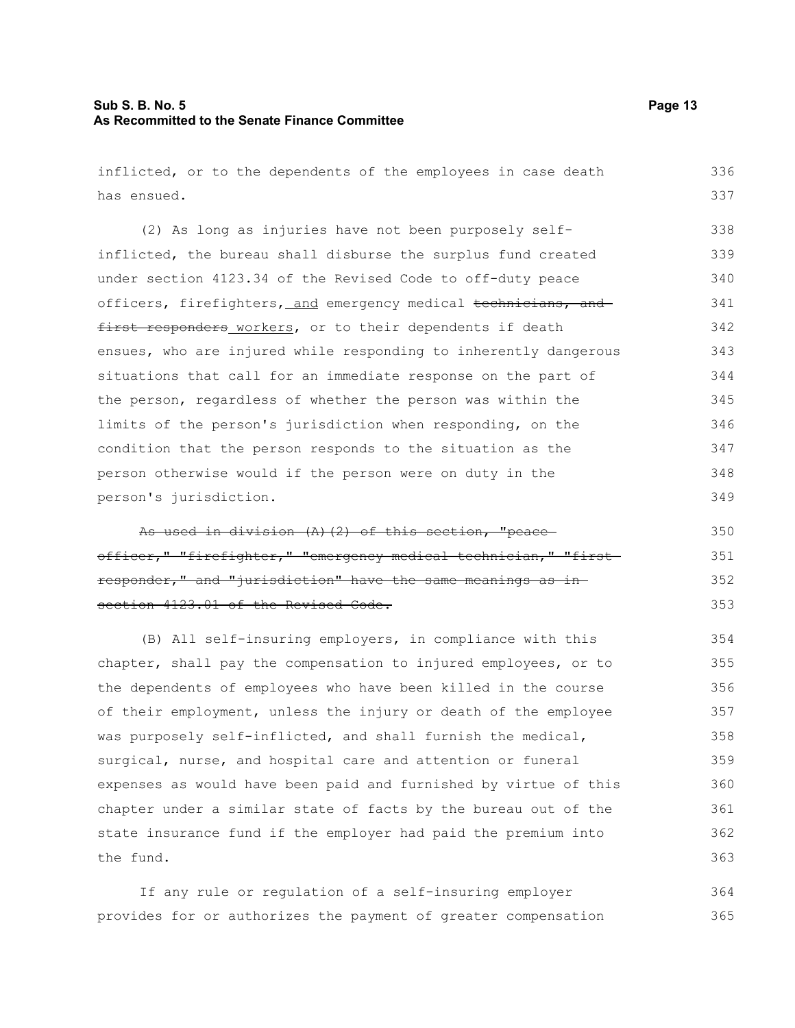inflicted, or to the dependents of the employees in case death has ensued.

(2) As long as injuries have not been purposely self-inflicted, the bureau shall disburse the surplus fund created under section 4123.34 of the Revised Code to off-duty peace officers, firefighters, <u>and</u> emergency medical ~~technicians, and first responders~~ <u>workers</u>, or to their dependents if death ensues, who are injured while responding to inherently dangerous situations that call for an immediate response on the part of the person, regardless of whether the person was within the limits of the person's jurisdiction when responding, on the condition that the person responds to the situation as the person otherwise would if the person were on duty in the person's jurisdiction.

~~As used in division (A)(2) of this section, "peace officer," "firefighter," "emergency medical technician," "first responder," and "jurisdiction" have the same meanings as in section 4123.01 of the Revised Code.~~

(B) All self-insuring employers, in compliance with this chapter, shall pay the compensation to injured employees, or to the dependents of employees who have been killed in the course of their employment, unless the injury or death of the employee was purposely self-inflicted, and shall furnish the medical, surgical, nurse, and hospital care and attention or funeral expenses as would have been paid and furnished by virtue of this chapter under a similar state of facts by the bureau out of the state insurance fund if the employer had paid the premium into the fund.

If any rule or regulation of a self-insuring employer provides for or authorizes the payment of greater compensation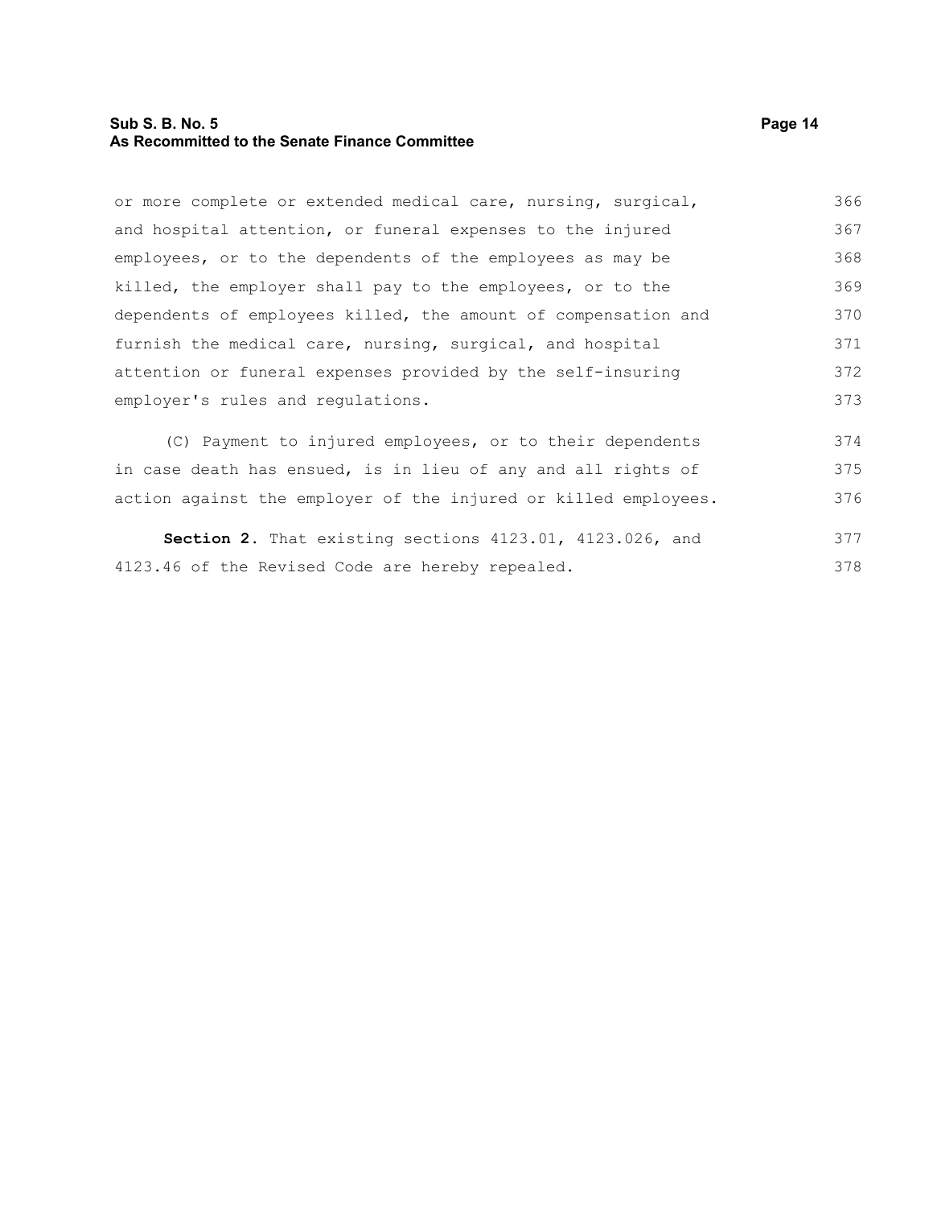or more complete or extended medical care, nursing, surgical, and hospital attention, or funeral expenses to the injured employees, or to the dependents of the employees as may be killed, the employer shall pay to the employees, or to the dependents of employees killed, the amount of compensation and furnish the medical care, nursing, surgical, and hospital attention or funeral expenses provided by the self-insuring employer's rules and regulations.

(C) Payment to injured employees, or to their dependents in case death has ensued, is in lieu of any and all rights of action against the employer of the injured or killed employees.

**Section 2.** That existing sections 4123.01, 4123.026, and 4123.46 of the Revised Code are hereby repealed.